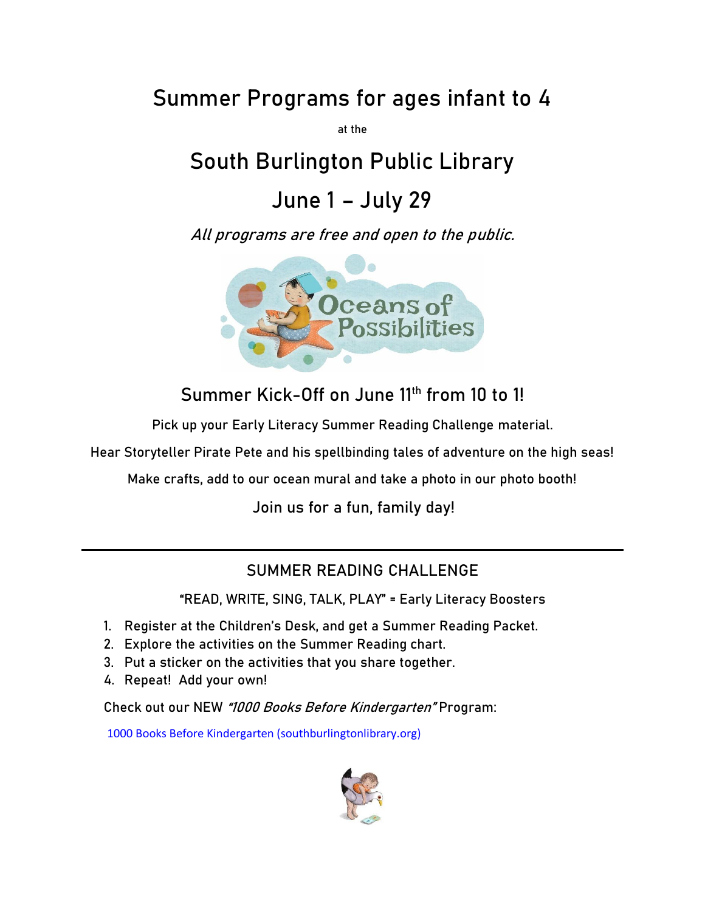# Summer Programs for ages infant to 4

at the

# South Burlington Public Library

# June 1 – July 29

*All programs are free and open to the public.*

## Summer Kick-Off on June 11th from 10 to 1!

Pick up your Early Literacy Summer Reading Challenge material.

Hear Storyteller Pirate Pete and his spellbinding tales of adventure on the high seas!

Make crafts, add to our ocean mural and take a photo in our photo booth!

Join us for a fun, family day!

---

## SUMMER READING CHALLENGE

"READ, WRITE, SING, TALK, PLAY" = Early Literacy Boosters

1. Register at the Children's Desk, and get a Summer Reading Packet.
2. Explore the activities on the Summer Reading chart.
3. Put a sticker on the activities that you share together.
4. Repeat! Add your own!

Check out our NEW *"1000 Books Before Kindergarten"* Program:

1000 Books Before Kindergarten (southburlingtonlibrary.org)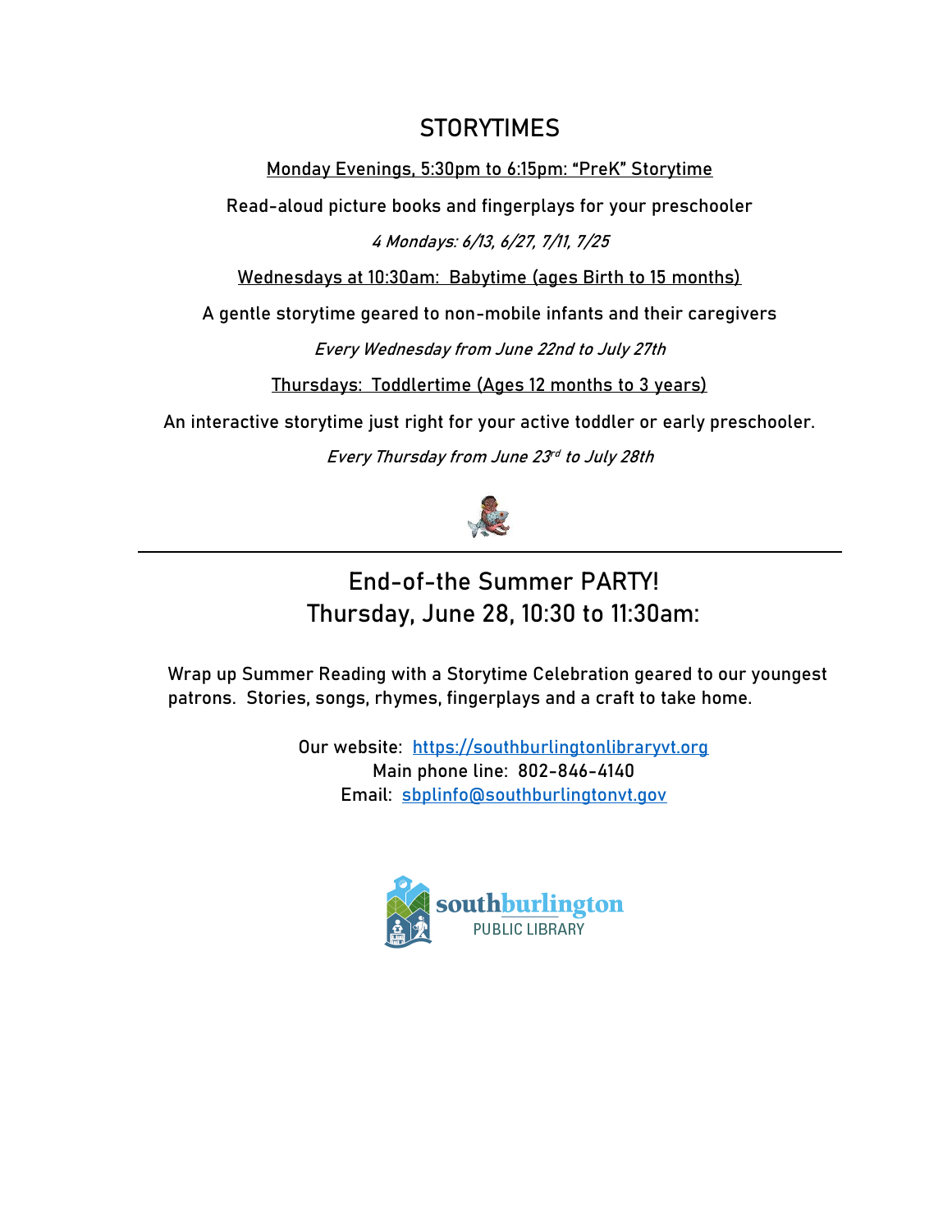## STORYTIMES

Monday Evenings, 5:30pm to 6:15pm: "PreK" Storytime

Read-aloud picture books and fingerplays for your preschooler

*4 Mondays: 6/13, 6/27, 7/11, 7/25*

Wednesdays at 10:30am: Babytime (ages Birth to 15 months)

A gentle storytime geared to non-mobile infants and their caregivers

*Every Wednesday from June 22nd to July 27th*

Thursdays: Toddlertime (Ages 12 months to 3 years)

An interactive storytime just right for your active toddler or early preschooler.

*Every Thursday from June 23rd to July 28th*

---

## End-of-the Summer PARTY!
## Thursday, June 28, 10:30 to 11:30am:

Wrap up Summer Reading with a Storytime Celebration geared to our youngest patrons. Stories, songs, rhymes, fingerplays and a craft to take home.

Our website: https://southburlingtonlibraryvt.org
Main phone line: 802-846-4140
Email: sbplinfo@southburlingtonvt.gov

south burlington PUBLIC LIBRARY